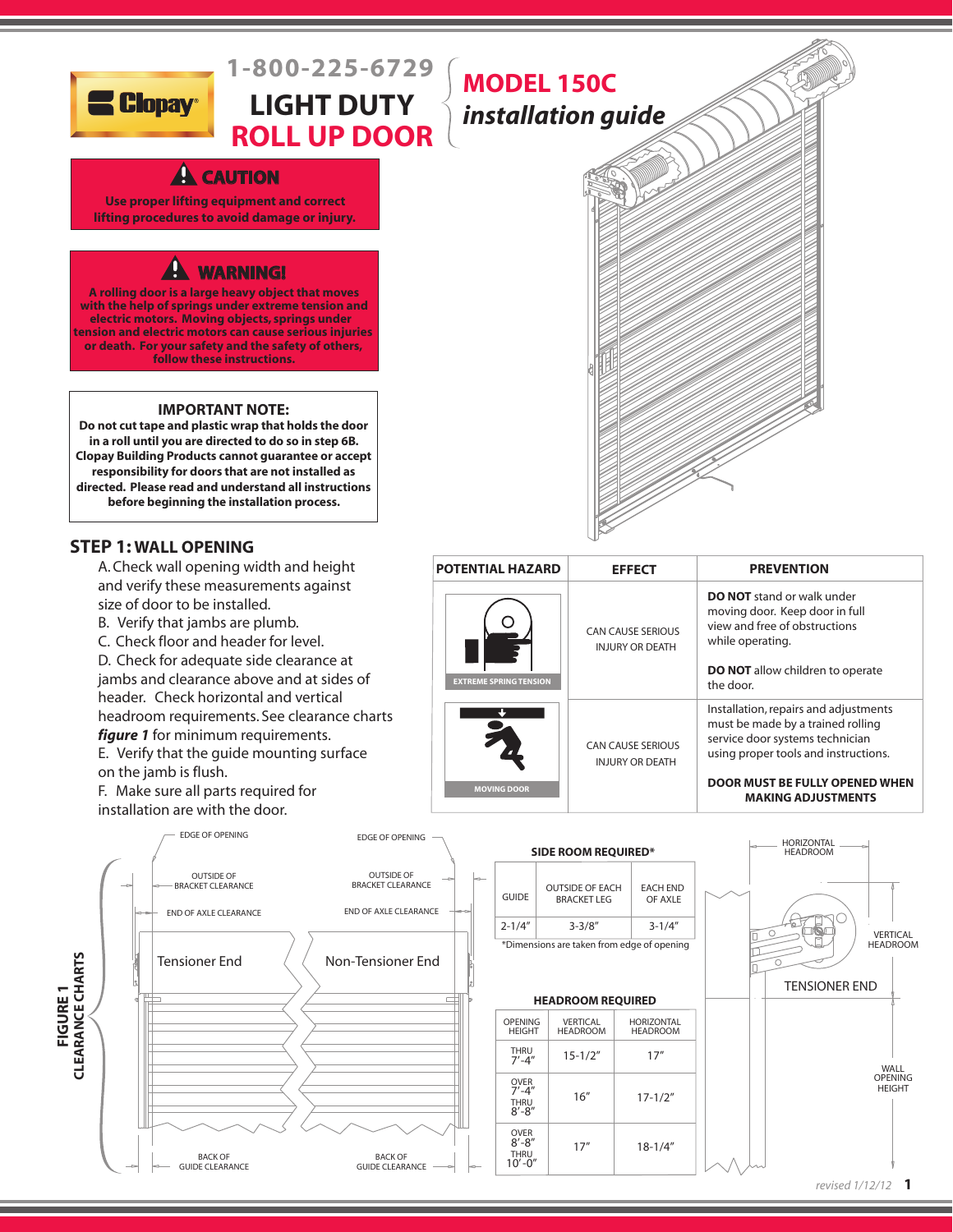Clopay

1-800-225-6729

# LIGHT DUTY ROLL UP DOOR

# MODEL 150C installation guide

**⚠ CAUTION**

**Use proper lifting equipment and correct lifting procedures to avoid damage or injury.**

**⚠ WARNING!**

**A rolling door is a large heavy object that moves with the help of springs under extreme tension and electric motors. Moving objects, springs under tension and electric motors can cause serious injuries or death. For your safety and the safety of others, follow these instructions.**

**IMPORTANT NOTE:**
**Do not cut tape and plastic wrap that holds the door in a roll until you are directed to do so in step 6B. Clopay Building Products cannot guarantee or accept responsibility for doors that are not installed as directed. Please read and understand all instructions before beginning the installation process.**

## STEP 1: WALL OPENING

A. Check wall opening width and height and verify these measurements against size of door to be installed.
B. Verify that jambs are plumb.
C. Check floor and header for level.
D. Check for adequate side clearance at jambs and clearance above and at sides of header. Check horizontal and vertical headroom requirements. See clearance charts ***figure 1*** for minimum requirements.
E. Verify that the guide mounting surface on the jamb is flush.
F. Make sure all parts required for installation are with the door.

| POTENTIAL HAZARD | EFFECT | PREVENTION |
|---|---|---|
| EXTREME SPRING TENSION | CAN CAUSE SERIOUS INJURY OR DEATH | **DO NOT** stand or walk under moving door. Keep door in full view and free of obstructions while operating.<br><br>**DO NOT** allow children to operate the door. |
| MOVING DOOR | CAN CAUSE SERIOUS INJURY OR DEATH | Installation, repairs and adjustments must be made by a trained rolling service door systems technician using proper tools and instructions.<br><br>**DOOR MUST BE FULLY OPENED WHEN MAKING ADJUSTMENTS** |

**FIGURE 1 CLEARANCE CHARTS**

EDGE OF OPENING — OUTSIDE OF BRACKET CLEARANCE — END OF AXLE CLEARANCE — Tensioner End — Non-Tensioner End — BACK OF GUIDE CLEARANCE

**SIDE ROOM REQUIRED***

| GUIDE | OUTSIDE OF EACH BRACKET LEG | EACH END OF AXLE |
|---|---|---|
| 2-1/4" | 3-3/8" | 3-1/4" |

*Dimensions are taken from edge of opening

**HEADROOM REQUIRED**

| OPENING HEIGHT | VERTICAL HEADROOM | HORIZONTAL HEADROOM |
|---|---|---|
| THRU 7'-4" | 15-1/2" | 17" |
| OVER 7'-4" THRU 8'-8" | 16" | 17-1/2" |
| OVER 8'-8" THRU 10'-0" | 17" | 18-1/4" |

HORIZONTAL HEADROOM — VERTICAL HEADROOM — TENSIONER END — WALL OPENING HEIGHT

revised 1/12/12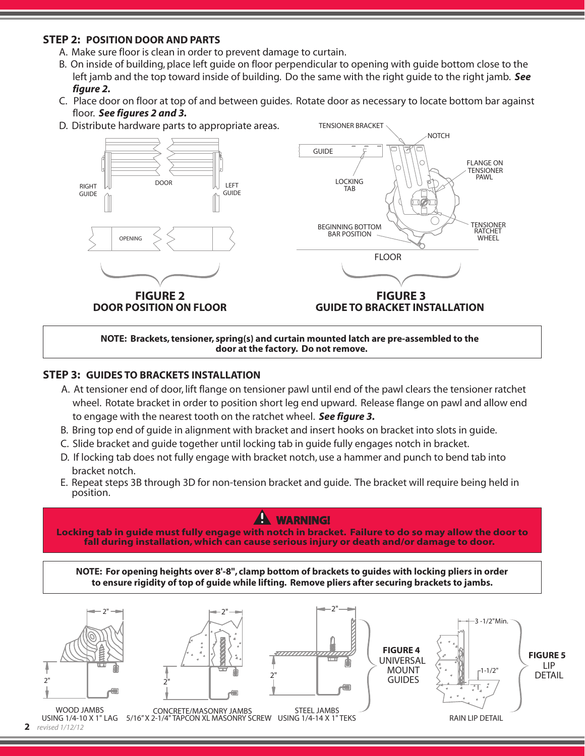## STEP 2: POSITION DOOR AND PARTS

A. Make sure floor is clean in order to prevent damage to curtain.

B. On inside of building, place left guide on floor perpendicular to opening with guide bottom close to the left jamb and the top toward inside of building. Do the same with the right guide to the right jamb. ***See figure 2.***

C. Place door on floor at top of and between guides. Rotate door as necessary to locate bottom bar against floor. ***See figures 2 and 3.***

D. Distribute hardware parts to appropriate areas.

**FIGURE 2**
**DOOR POSITION ON FLOOR**

**FIGURE 3**
**GUIDE TO BRACKET INSTALLATION**

**NOTE: Brackets, tensioner, spring(s) and curtain mounted latch are pre-assembled to the door at the factory. Do not remove.**

## STEP 3: GUIDES TO BRACKETS INSTALLATION

A. At tensioner end of door, lift flange on tensioner pawl until end of the pawl clears the tensioner ratchet wheel. Rotate bracket in order to position short leg end upward. Release flange on pawl and allow end to engage with the nearest tooth on the ratchet wheel. ***See figure 3.***

B. Bring top end of guide in alignment with bracket and insert hooks on bracket into slots in guide.

C. Slide bracket and guide together until locking tab in guide fully engages notch in bracket.

D. If locking tab does not fully engage with bracket notch, use a hammer and punch to bend tab into bracket notch.

E. Repeat steps 3B through 3D for non-tension bracket and guide. The bracket will require being held in position.

**WARNING!**
**Locking tab in guide must fully engage with notch in bracket. Failure to do so may allow the door to fall during installation, which can cause serious injury or death and/or damage to door.**

**NOTE: For opening heights over 8'-8", clamp bottom of brackets to guides with locking pliers in order to ensure rigidity of top of guide while lifting. Remove pliers after securing brackets to jambs.**

WOOD JAMBS USING 1/4-10 X 1" LAG

CONCRETE/MASONRY JAMBS 5/16" X 2-1/4" TAPCON XL MASONRY SCREW

STEEL JAMBS USING 1/4-14 X 1" TEKS

**FIGURE 4**
UNIVERSAL MOUNT GUIDES

RAIN LIP DETAIL

**FIGURE 5**
LIP DETAIL

*revised 1/12/12*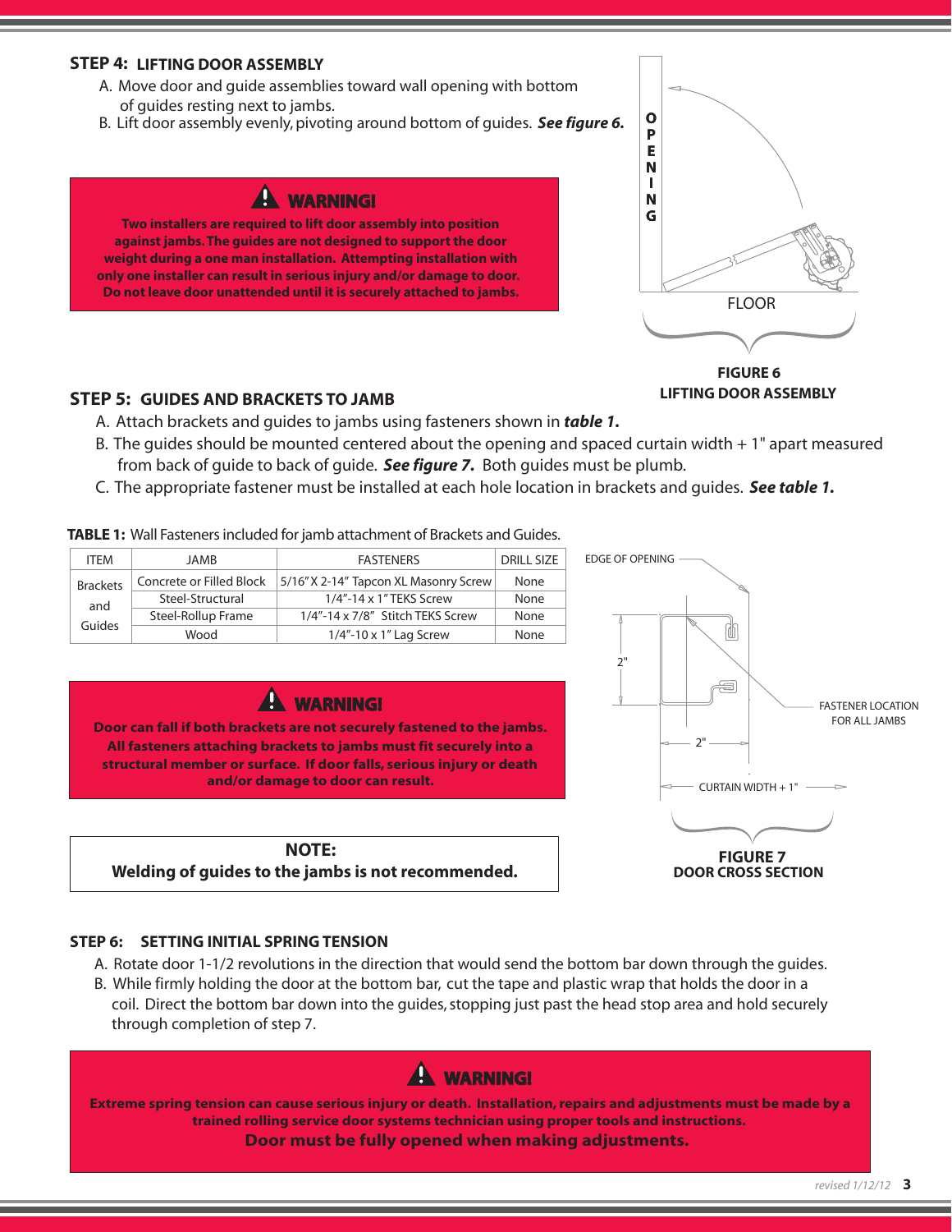## STEP 4: LIFTING DOOR ASSEMBLY

A. Move door and guide assemblies toward wall opening with bottom of guides resting next to jambs.

B. Lift door assembly evenly, pivoting around bottom of guides. ***See figure 6.***

> **⚠ WARNING!**
>
> **Two installers are required to lift door assembly into position against jambs. The guides are not designed to support the door weight during a one man installation. Attempting installation with only one installer can result in serious injury and/or damage to door. Do not leave door unattended until it is securely attached to jambs.**

OPENING

FLOOR

**FIGURE 6**
**LIFTING DOOR ASSEMBLY**

## STEP 5: GUIDES AND BRACKETS TO JAMB

A. Attach brackets and guides to jambs using fasteners shown in ***table 1.***

B. The guides should be mounted centered about the opening and spaced curtain width + 1" apart measured from back of guide to back of guide. ***See figure 7.*** Both guides must be plumb.

C. The appropriate fastener must be installed at each hole location in brackets and guides. ***See table 1.***

**TABLE 1:** Wall Fasteners included for jamb attachment of Brackets and Guides.

| ITEM | JAMB | FASTENERS | DRILL SIZE |
|---|---|---|---|
| Brackets and Guides | Concrete or Filled Block | 5/16" X 2-14" Tapcon XL Masonry Screw | None |
| | Steel-Structural | 1/4"-14 x 1" TEKS Screw | None |
| | Steel-Rollup Frame | 1/4"-14 x 7/8" Stitch TEKS Screw | None |
| | Wood | 1/4"-10 x 1" Lag Screw | None |

> **⚠ WARNING!**
>
> **Door can fall if both brackets are not securely fastened to the jambs. All fasteners attaching brackets to jambs must fit securely into a structural member or surface. If door falls, serious injury or death and/or damage to door can result.**

> **NOTE:**
> **Welding of guides to the jambs is not recommended.**

EDGE OF OPENING

2"

2"

FASTENER LOCATION FOR ALL JAMBS

CURTAIN WIDTH + 1"

**FIGURE 7**
**DOOR CROSS SECTION**

## STEP 6: SETTING INITIAL SPRING TENSION

A. Rotate door 1-1/2 revolutions in the direction that would send the bottom bar down through the guides.

B. While firmly holding the door at the bottom bar, cut the tape and plastic wrap that holds the door in a coil. Direct the bottom bar down into the guides, stopping just past the head stop area and hold securely through completion of step 7.

> **⚠ WARNING!**
>
> **Extreme spring tension can cause serious injury or death. Installation, repairs and adjustments must be made by a trained rolling service door systems technician using proper tools and instructions.**
>
> **Door must be fully opened when making adjustments.**

*revised 1/12/12*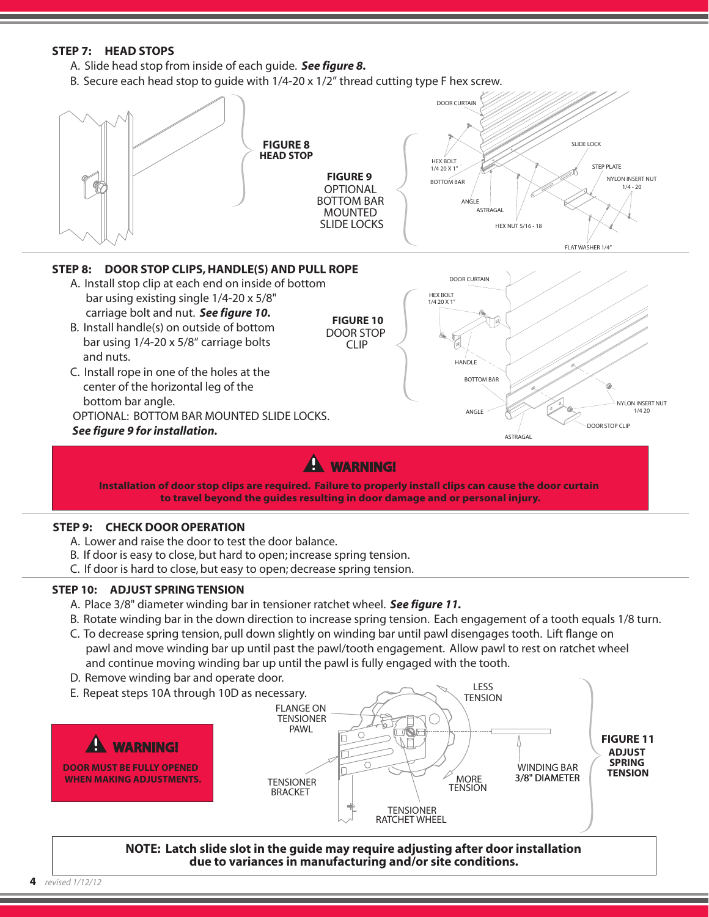### STEP 7: HEAD STOPS

A. Slide head stop from inside of each guide. ***See figure 8.***

B. Secure each head stop to guide with 1/4-20 x 1/2" thread cutting type F hex screw.

**FIGURE 8**
**HEAD STOP**

**FIGURE 9**
OPTIONAL BOTTOM BAR MOUNTED SLIDE LOCKS

DOOR CURTAIN, HEX BOLT 1/4 20 X 1", BOTTOM BAR, ANGLE, ASTRAGAL, HEX NUT 5/16 - 18, SLIDE LOCK, STEP PLATE, NYLON INSERT NUT 1/4 - 20, FLAT WASHER 1/4"

### STEP 8: DOOR STOP CLIPS, HANDLE(S) AND PULL ROPE

A. Install stop clip at each end on inside of bottom bar using existing single 1/4-20 x 5/8" carriage bolt and nut. ***See figure 10.***

B. Install handle(s) on outside of bottom bar using 1/4-20 x 5/8" carriage bolts and nuts.

C. Install rope in one of the holes at the center of the horizontal leg of the bottom bar angle.

OPTIONAL: BOTTOM BAR MOUNTED SLIDE LOCKS.
***See figure 9 for installation.***

**FIGURE 10**
DOOR STOP CLIP

DOOR CURTAIN, HEX BOLT 1/4 20 X 1", HANDLE, BOTTOM BAR, ANGLE, ASTRAGAL, NYLON INSERT NUT 1/4 20, DOOR STOP CLIP

> **WARNING!**
> **Installation of door stop clips are required. Failure to properly install clips can cause the door curtain to travel beyond the guides resulting in door damage and or personal injury.**

### STEP 9: CHECK DOOR OPERATION

A. Lower and raise the door to test the door balance.

B. If door is easy to close, but hard to open; increase spring tension.

C. If door is hard to close, but easy to open; decrease spring tension.

### STEP 10: ADJUST SPRING TENSION

A. Place 3/8" diameter winding bar in tensioner ratchet wheel. ***See figure 11.***

B. Rotate winding bar in the down direction to increase spring tension. Each engagement of a tooth equals 1/8 turn.

C. To decrease spring tension, pull down slightly on winding bar until pawl disengages tooth. Lift flange on pawl and move winding bar up until past the pawl/tooth engagement. Allow pawl to rest on ratchet wheel and continue moving winding bar up until the pawl is fully engaged with the tooth.

D. Remove winding bar and operate door.

E. Repeat steps 10A through 10D as necessary.

> **WARNING!**
> **DOOR MUST BE FULLY OPENED WHEN MAKING ADJUSTMENTS.**

**FIGURE 11**
**ADJUST SPRING TENSION**

FLANGE ON TENSIONER PAWL, LESS TENSION, MORE TENSION, WINDING BAR 3/8" DIAMETER, TENSIONER BRACKET, TENSIONER RATCHET WHEEL

**NOTE: Latch slide slot in the guide may require adjusting after door installation due to variances in manufacturing and/or site conditions.**

*revised 1/12/12*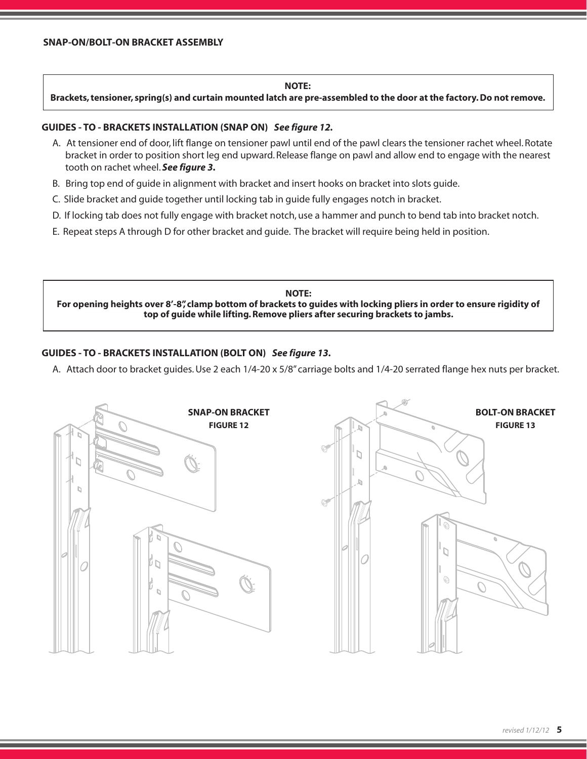## SNAP-ON/BOLT-ON BRACKET ASSEMBLY

> **NOTE:**
> **Brackets, tensioner, spring(s) and curtain mounted latch are pre-assembled to the door at the factory. Do not remove.**

### GUIDES - TO - BRACKETS INSTALLATION (SNAP ON) *See figure 12.*

A. At tensioner end of door, lift flange on tensioner pawl until end of the pawl clears the tensioner rachet wheel. Rotate bracket in order to position short leg end upward. Release flange on pawl and allow end to engage with the nearest tooth on rachet wheel. ***See figure 3.***

B. Bring top end of guide in alignment with bracket and insert hooks on bracket into slots guide.

C. Slide bracket and guide together until locking tab in guide fully engages notch in bracket.

D. If locking tab does not fully engage with bracket notch, use a hammer and punch to bend tab into bracket notch.

E. Repeat steps A through D for other bracket and guide. The bracket will require being held in position.

> **NOTE:**
> **For opening heights over 8'-8", clamp bottom of brackets to guides with locking pliers in order to ensure rigidity of top of guide while lifting. Remove pliers after securing brackets to jambs.**

### GUIDES - TO - BRACKETS INSTALLATION (BOLT ON) *See figure 13.*

A. Attach door to bracket guides. Use 2 each 1/4-20 x 5/8" carriage bolts and 1/4-20 serrated flange hex nuts per bracket.

**SNAP-ON BRACKET**
**FIGURE 12**

**BOLT-ON BRACKET**
**FIGURE 13**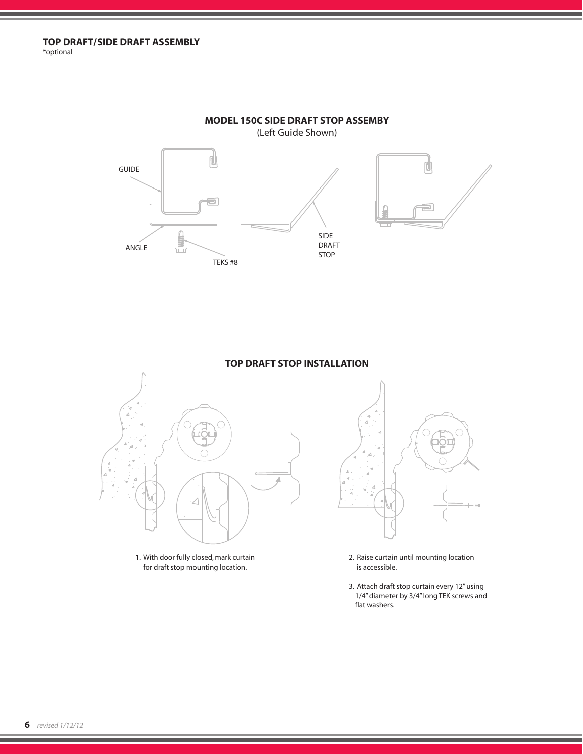**TOP DRAFT/SIDE DRAFT ASSEMBLY**
*optional

## MODEL 150C SIDE DRAFT STOP ASSEMBY

(Left Guide Shown)

GUIDE

ANGLE

TEKS #8

SIDE DRAFT STOP

## TOP DRAFT STOP INSTALLATION

1. With door fully closed, mark curtain for draft stop mounting location.

2. Raise curtain until mounting location is accessible.

3. Attach draft stop curtain every 12" using 1/4" diameter by 3/4" long TEK screws and flat washers.

*revised 1/12/12*